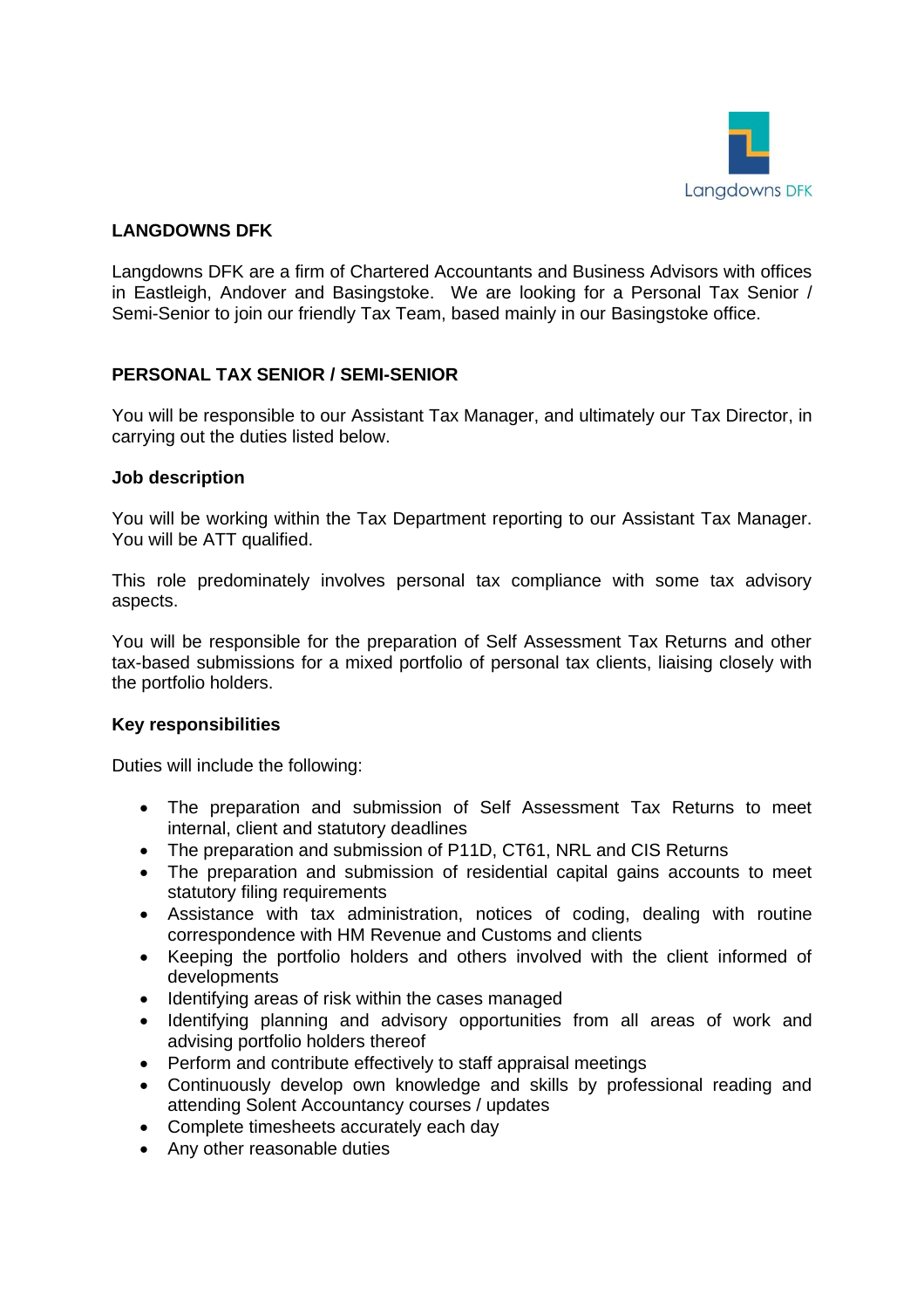**LANGDOWNS DFK**

Langdowns DFK are a firm of Chartered Accountants and Business Advisors with offices in Eastleigh, Andover and Basingstoke. We are looking for a Personal Tax Senior / Semi-Senior to join our friendly Tax Team, based mainly in our Basingstoke office.

**PERSONAL TAX SENIOR / SEMI-SENIOR**

You will be responsible to our Assistant Tax Manager, and ultimately our Tax Director, in carrying out the duties listed below.

**Job description**

You will be working within the Tax Department reporting to our Assistant Tax Manager. You will be ATT qualified.

This role predominately involves personal tax compliance with some tax advisory aspects.

You will be responsible for the preparation of Self Assessment Tax Returns and other tax-based submissions for a mixed portfolio of personal tax clients, liaising closely with the portfolio holders.

**Key responsibilities**

Duties will include the following:

- The preparation and submission of Self Assessment Tax Returns to meet internal, client and statutory deadlines
- The preparation and submission of P11D, CT61, NRL and CIS Returns
- The preparation and submission of residential capital gains accounts to meet statutory filing requirements
- Assistance with tax administration, notices of coding, dealing with routine correspondence with HM Revenue and Customs and clients
- Keeping the portfolio holders and others involved with the client informed of developments
- Identifying areas of risk within the cases managed
- Identifying planning and advisory opportunities from all areas of work and advising portfolio holders thereof
- Perform and contribute effectively to staff appraisal meetings
- Continuously develop own knowledge and skills by professional reading and attending Solent Accountancy courses / updates
- Complete timesheets accurately each day
- Any other reasonable duties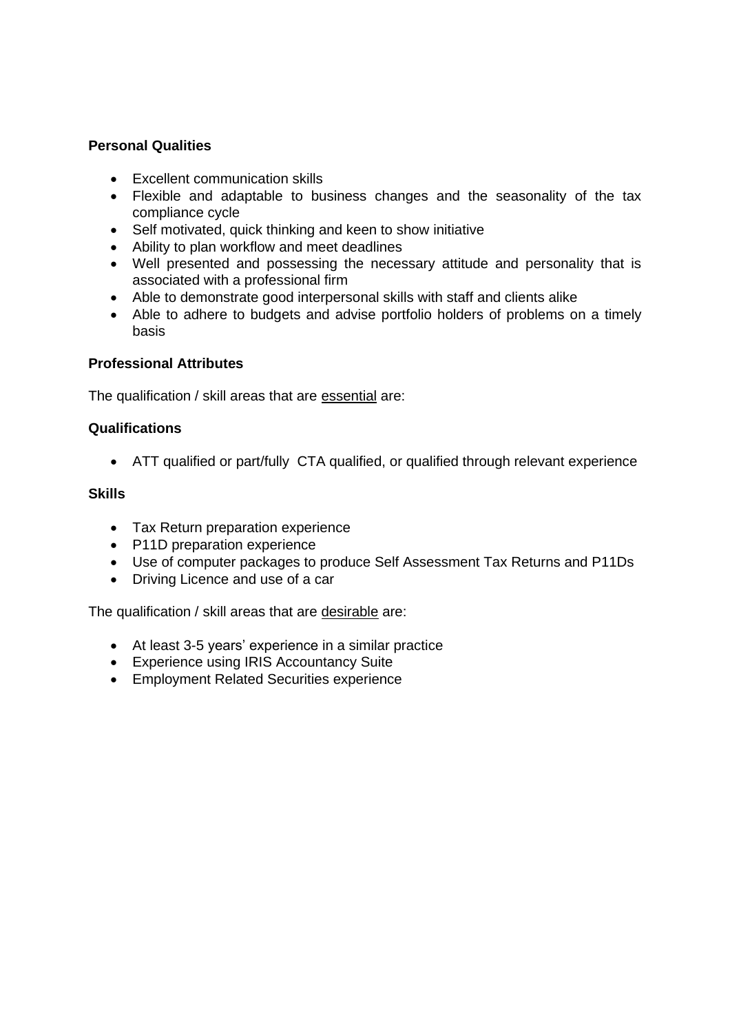**Personal Qualities**

- Excellent communication skills
- Flexible and adaptable to business changes and the seasonality of the tax compliance cycle
- Self motivated, quick thinking and keen to show initiative
- Ability to plan workflow and meet deadlines
- Well presented and possessing the necessary attitude and personality that is associated with a professional firm
- Able to demonstrate good interpersonal skills with staff and clients alike
- Able to adhere to budgets and advise portfolio holders of problems on a timely basis

**Professional Attributes**

The qualification / skill areas that are <u>essential</u> are:

**Qualifications**

- ATT qualified or part/fully CTA qualified, or qualified through relevant experience

**Skills**

- Tax Return preparation experience
- P11D preparation experience
- Use of computer packages to produce Self Assessment Tax Returns and P11Ds
- Driving Licence and use of a car

The qualification / skill areas that are <u>desirable</u> are:

- At least 3-5 years' experience in a similar practice
- Experience using IRIS Accountancy Suite
- Employment Related Securities experience